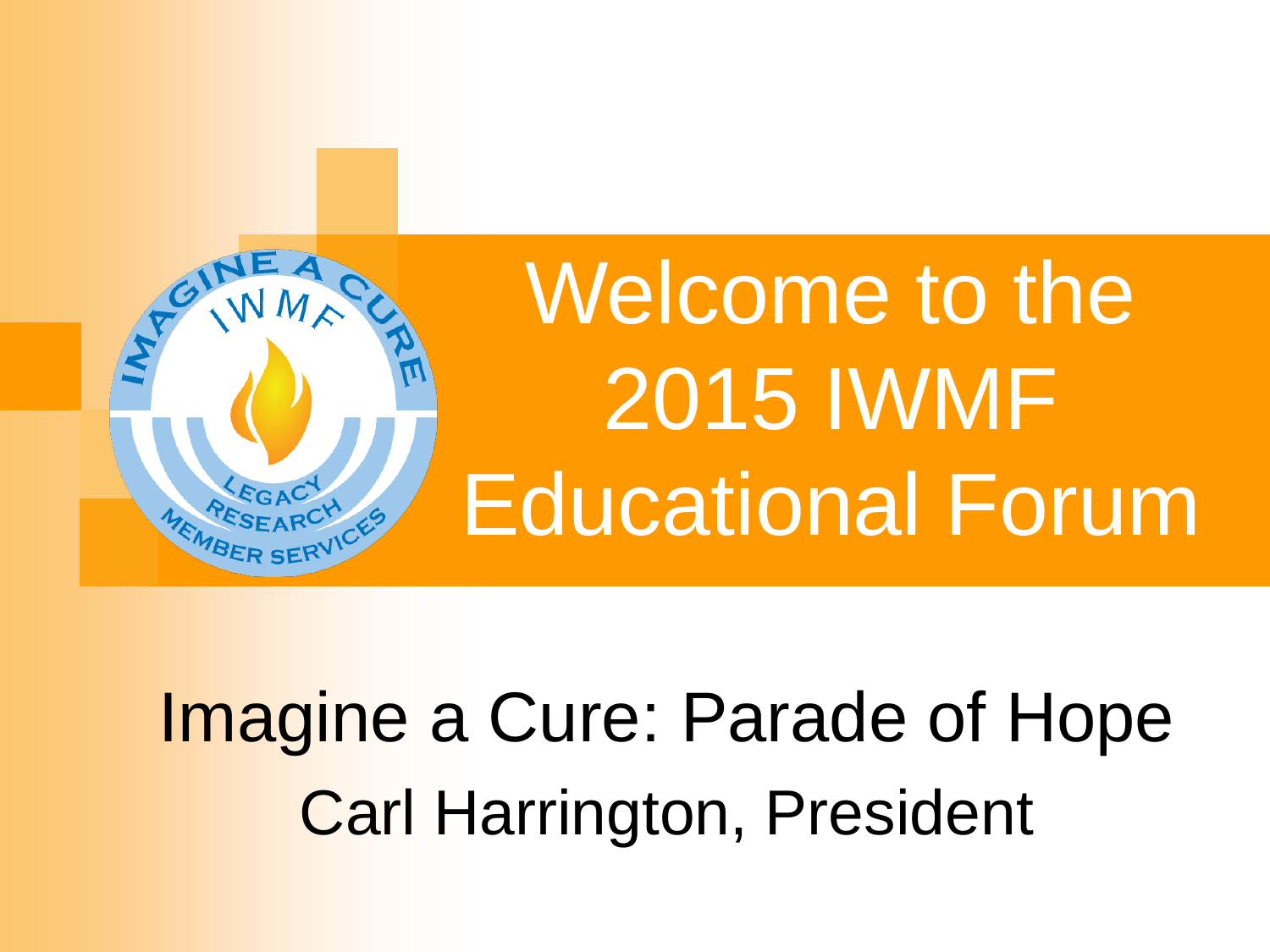# Welcome to the 2015 IWMF Educational Forum

Imagine a Cure: Parade of Hope

Carl Harrington, President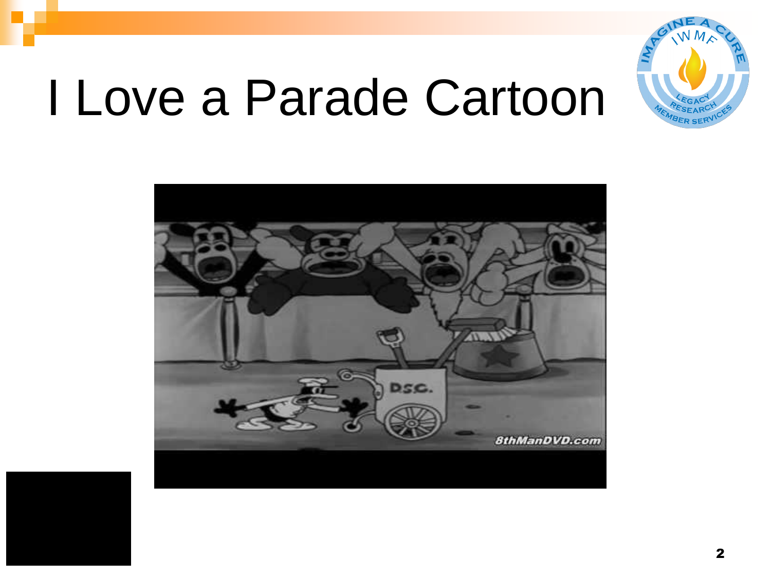# I Love a Parade Cartoon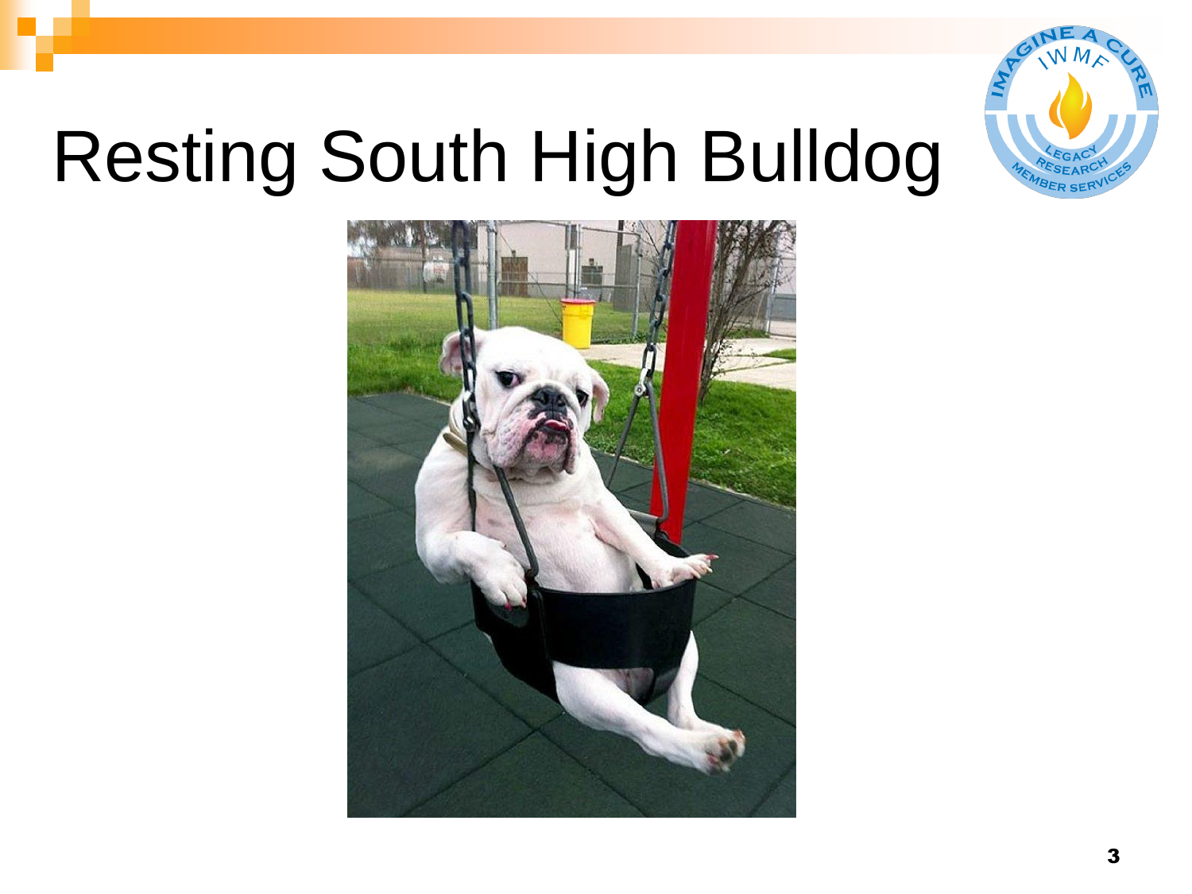# Resting South High Bulldog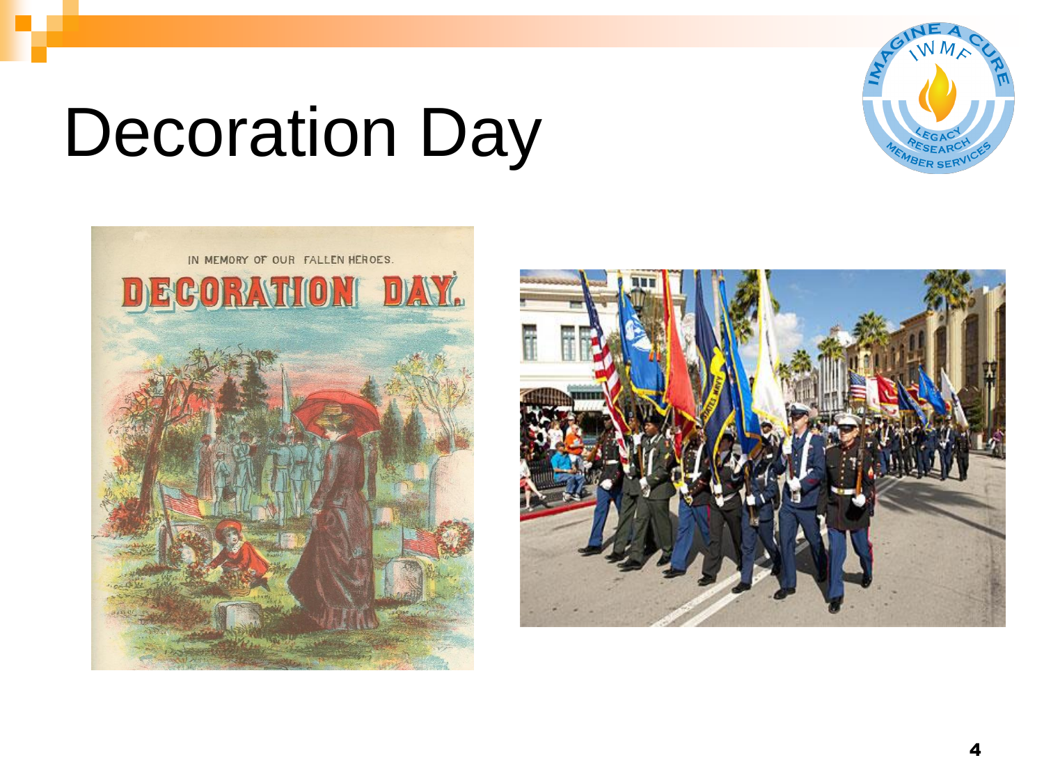# Decoration Day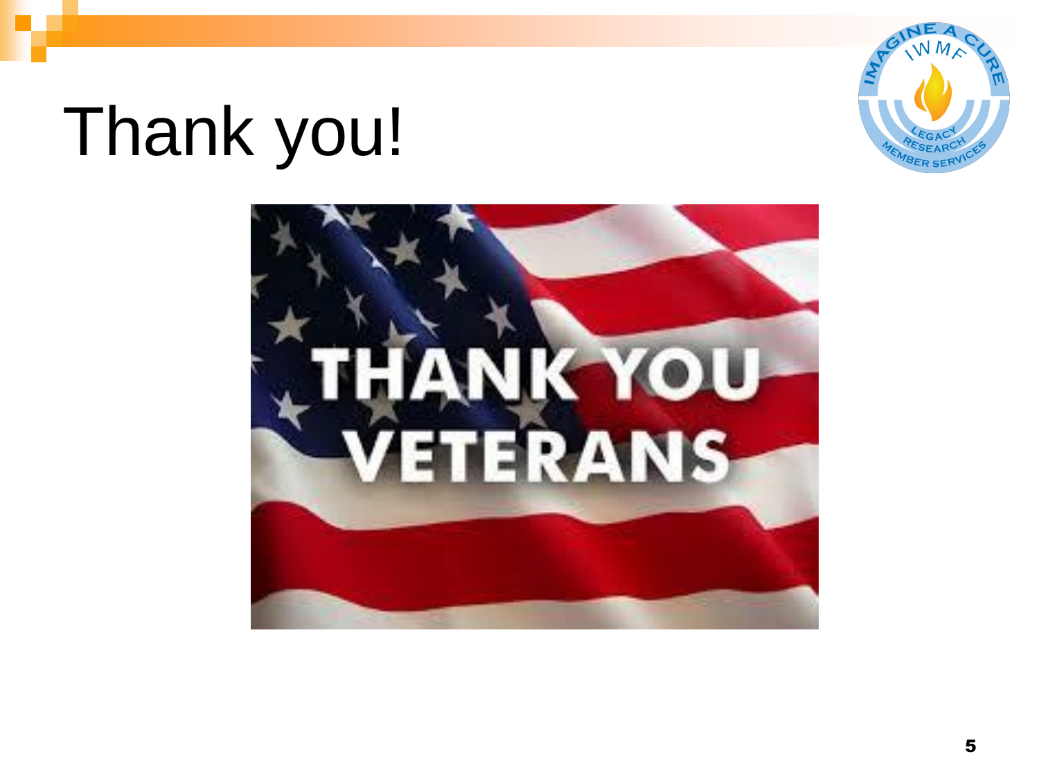# Thank you!

THANK YOU VETERANS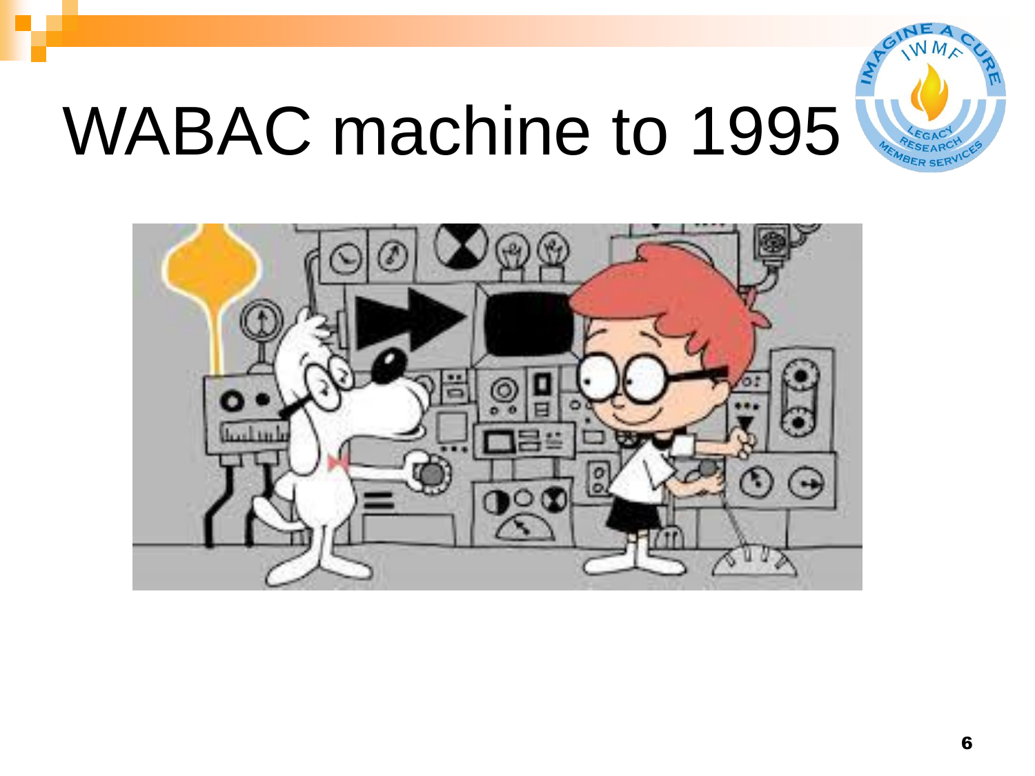# WABAC machine to 1995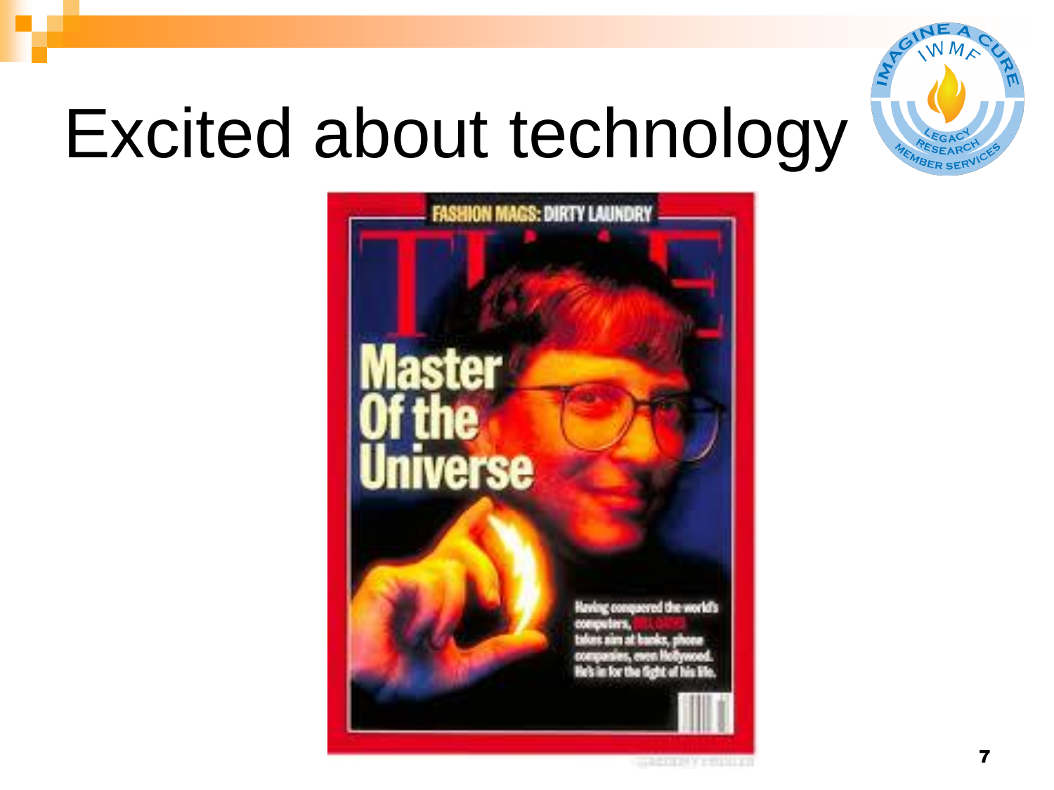# Excited about technology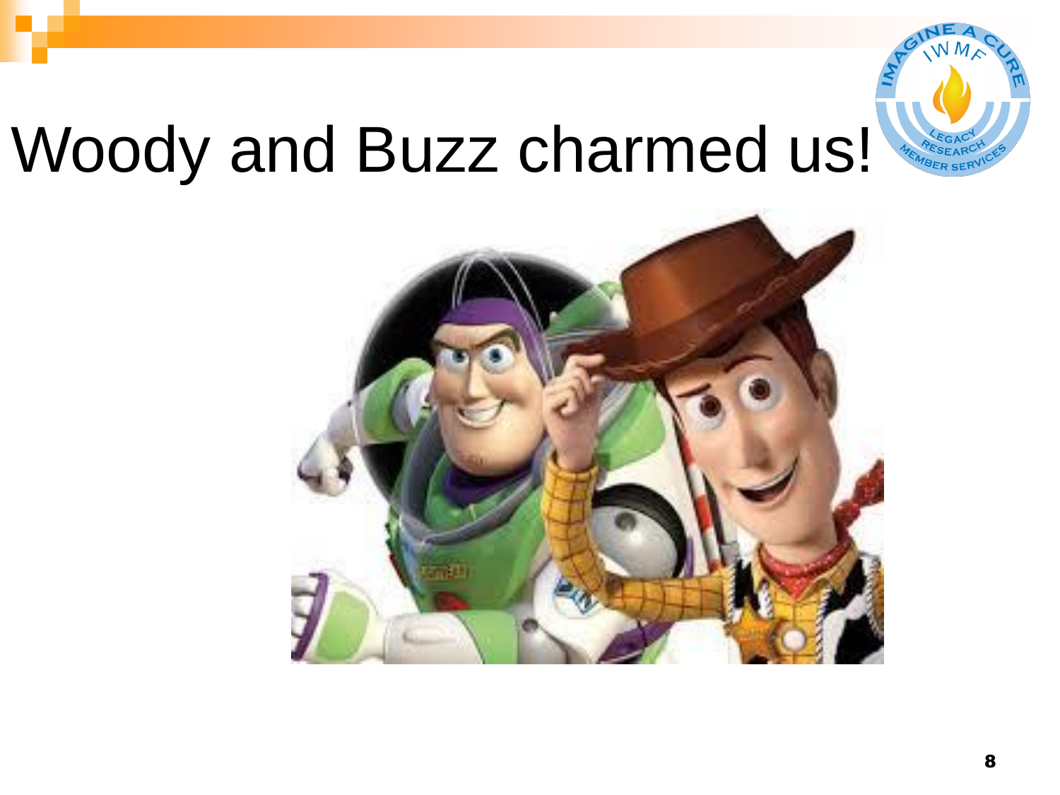# Woody and Buzz charmed us!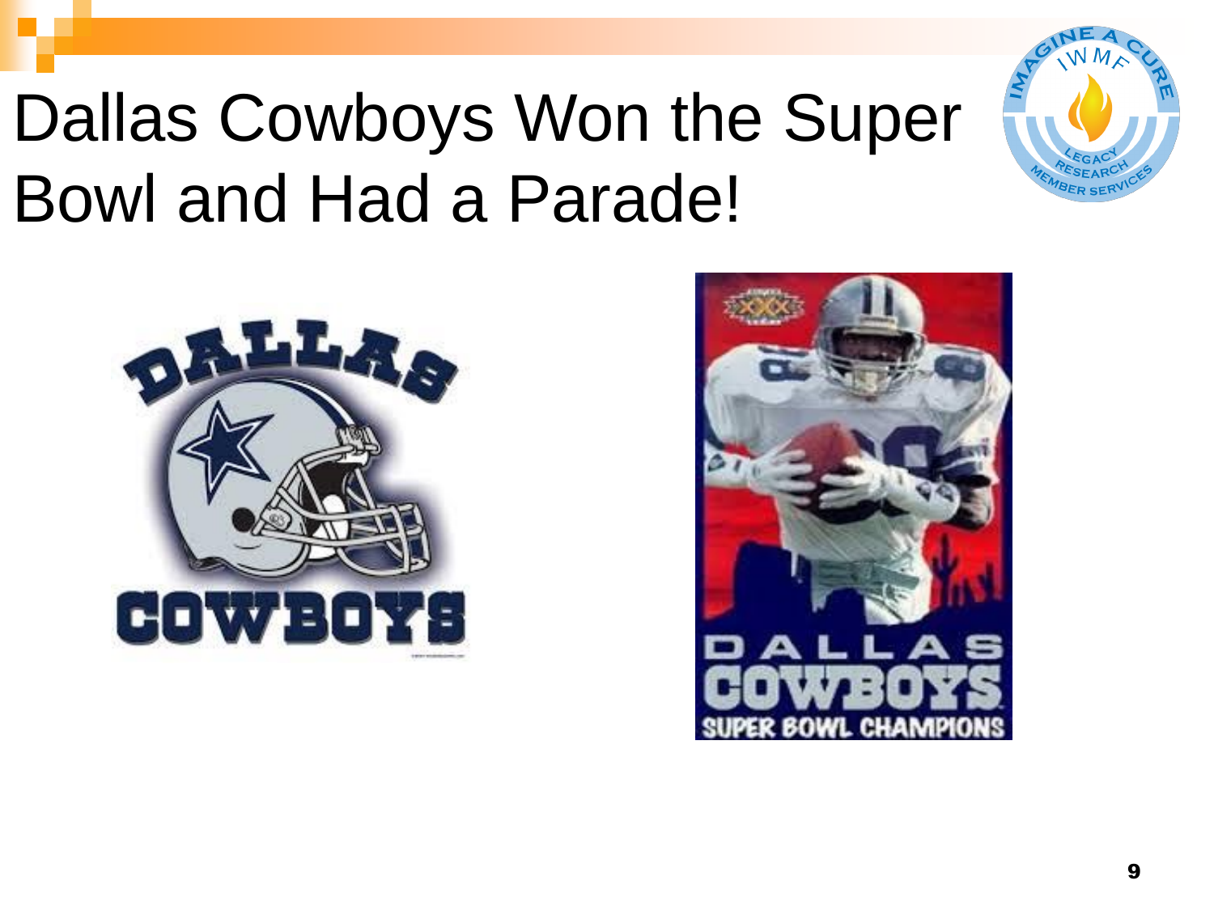# Dallas Cowboys Won the Super Bowl and Had a Parade!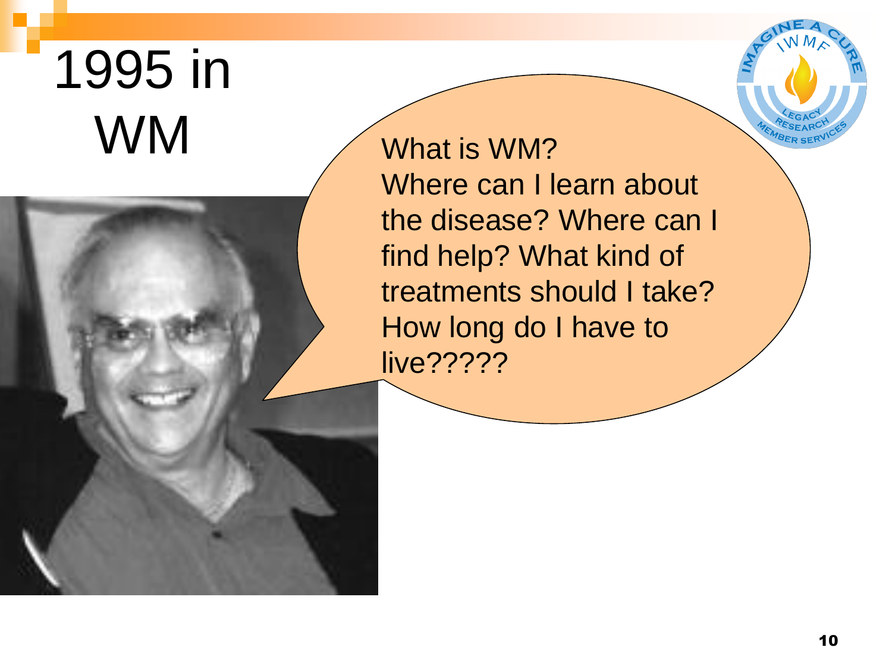# 1995 in WM

What is WM?
Where can I learn about the disease? Where can I find help? What kind of treatments should I take? How long do I have to live?????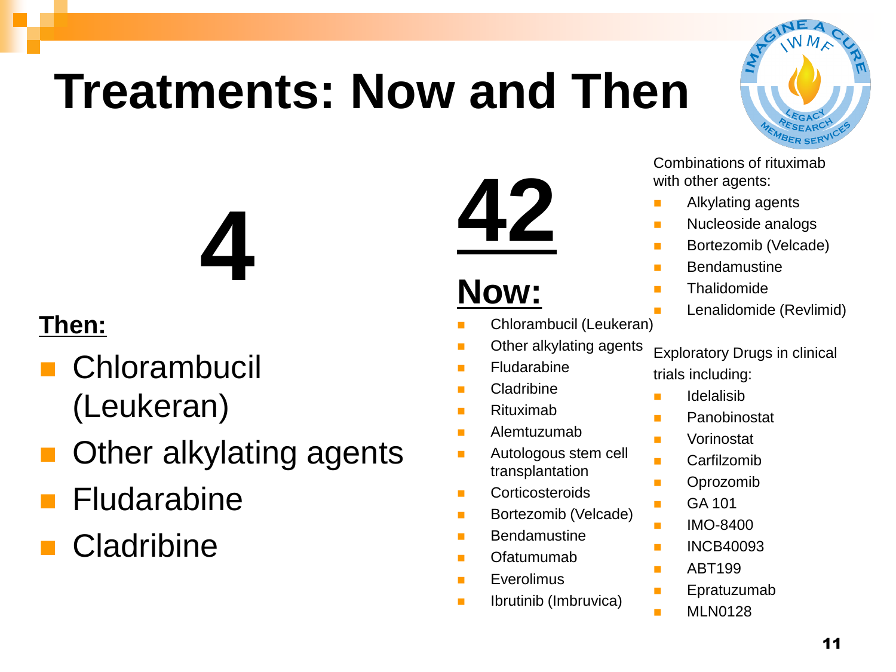# Treatments: Now and Then

**4**

**Then:**

- Chlorambucil (Leukeran)
- Other alkylating agents
- Fludarabine
- Cladribine

**42**

**Now:**

- Chlorambucil (Leukeran)
- Other alkylating agents
- Fludarabine
- Cladribine
- Rituximab
- Alemtuzumab
- Autologous stem cell transplantation
- Corticosteroids
- Bortezomib (Velcade)
- Bendamustine
- Ofatumumab
- Everolimus
- Ibrutinib (Imbruvica)

Combinations of rituximab with other agents:

- Alkylating agents
- Nucleoside analogs
- Bortezomib (Velcade)
- Bendamustine
- Thalidomide
- Lenalidomide (Revlimid)

Exploratory Drugs in clinical trials including:

- Idelalisib
- Panobinostat
- Vorinostat
- Carfilzomib
- Oprozomib
- GA 101
- IMO-8400
- INCB40093
- ABT199
- Epratuzumab
- MLN0128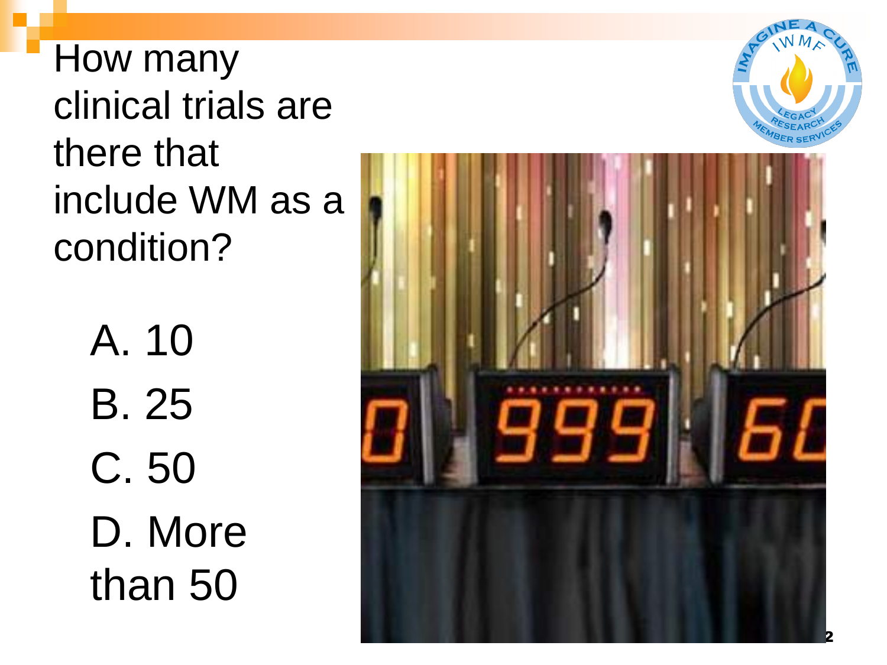How many clinical trials are there that include WM as a condition?

A. 10

B. 25

C. 50

D. More than 50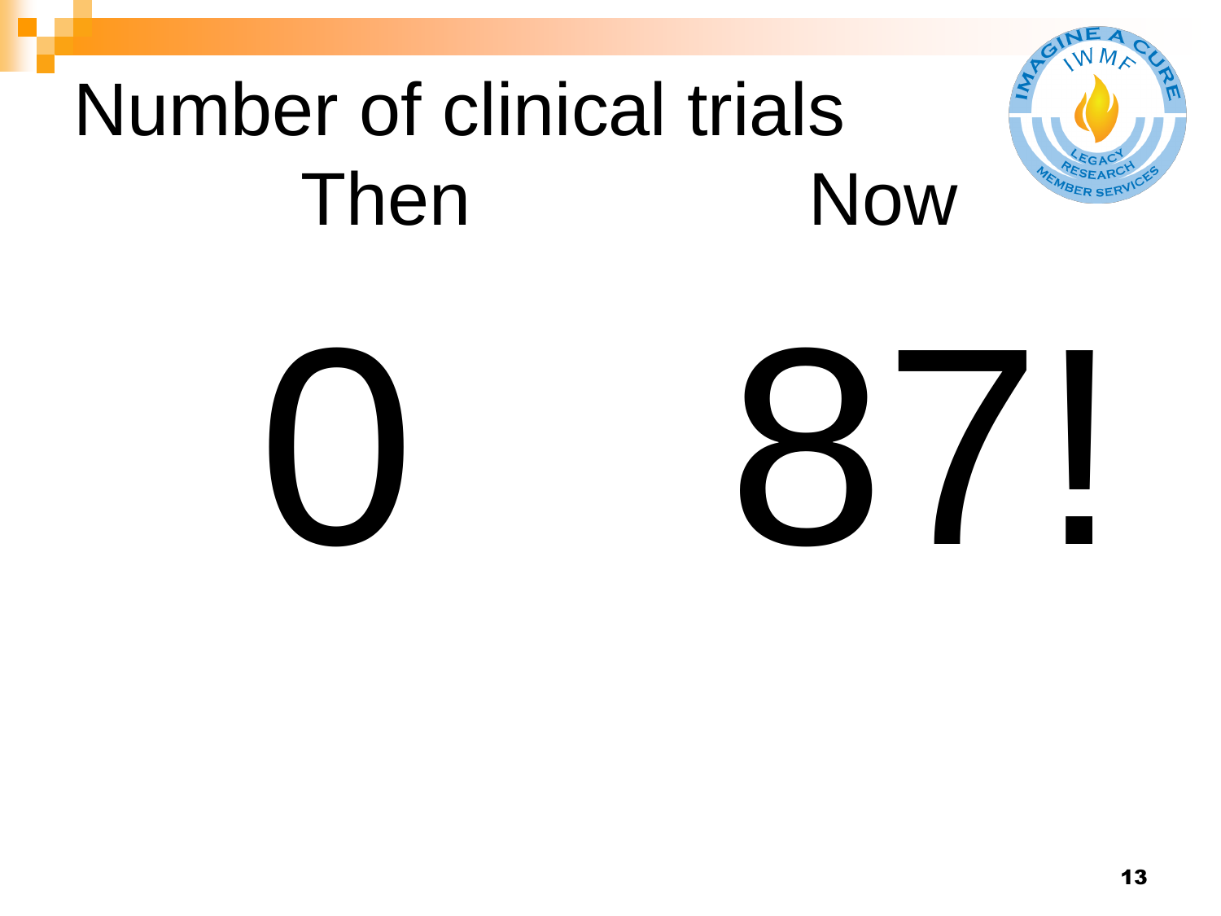# Number of clinical trials

| Then | Now |
| --- | --- |
| 0 | 87! |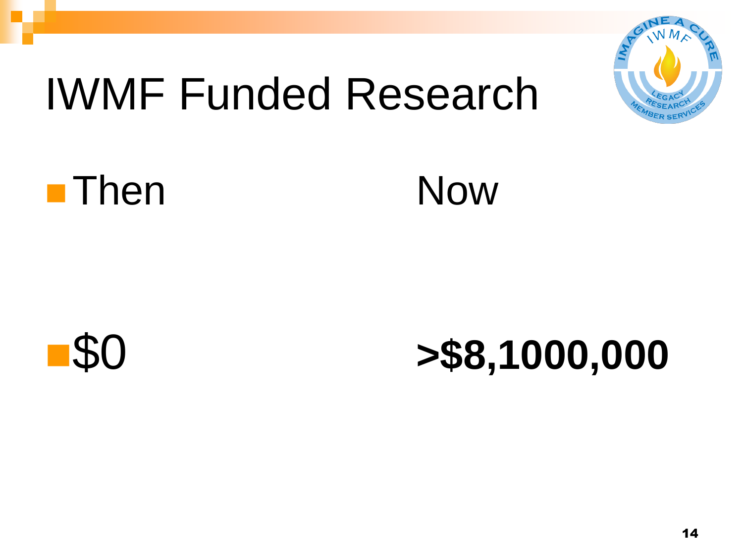# IWMF Funded Research

- Then                Now

- $0                **>$8,1000,000**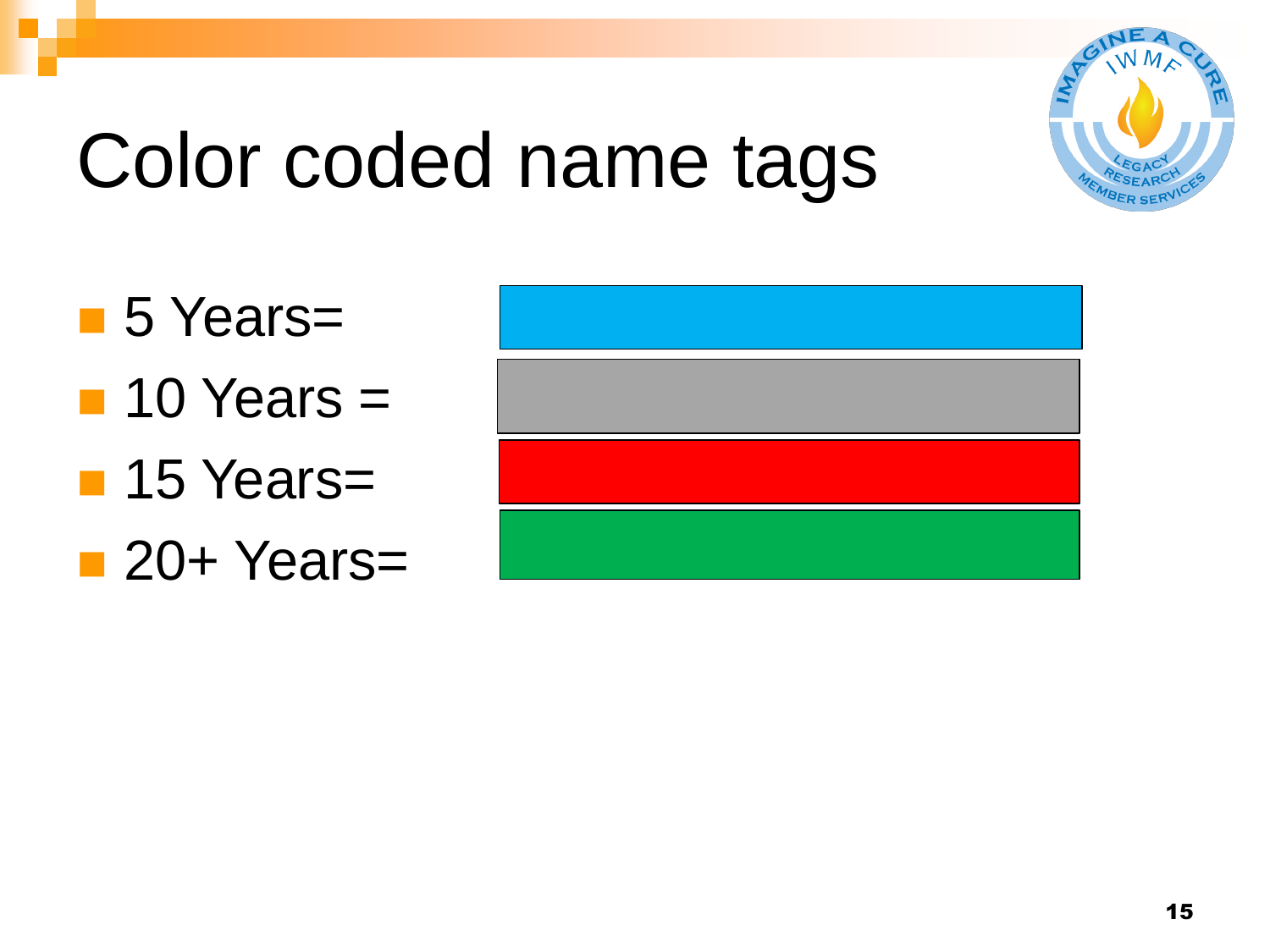# Color coded name tags

- 5 Years=
- 10 Years =
- 15 Years=
- 20+ Years=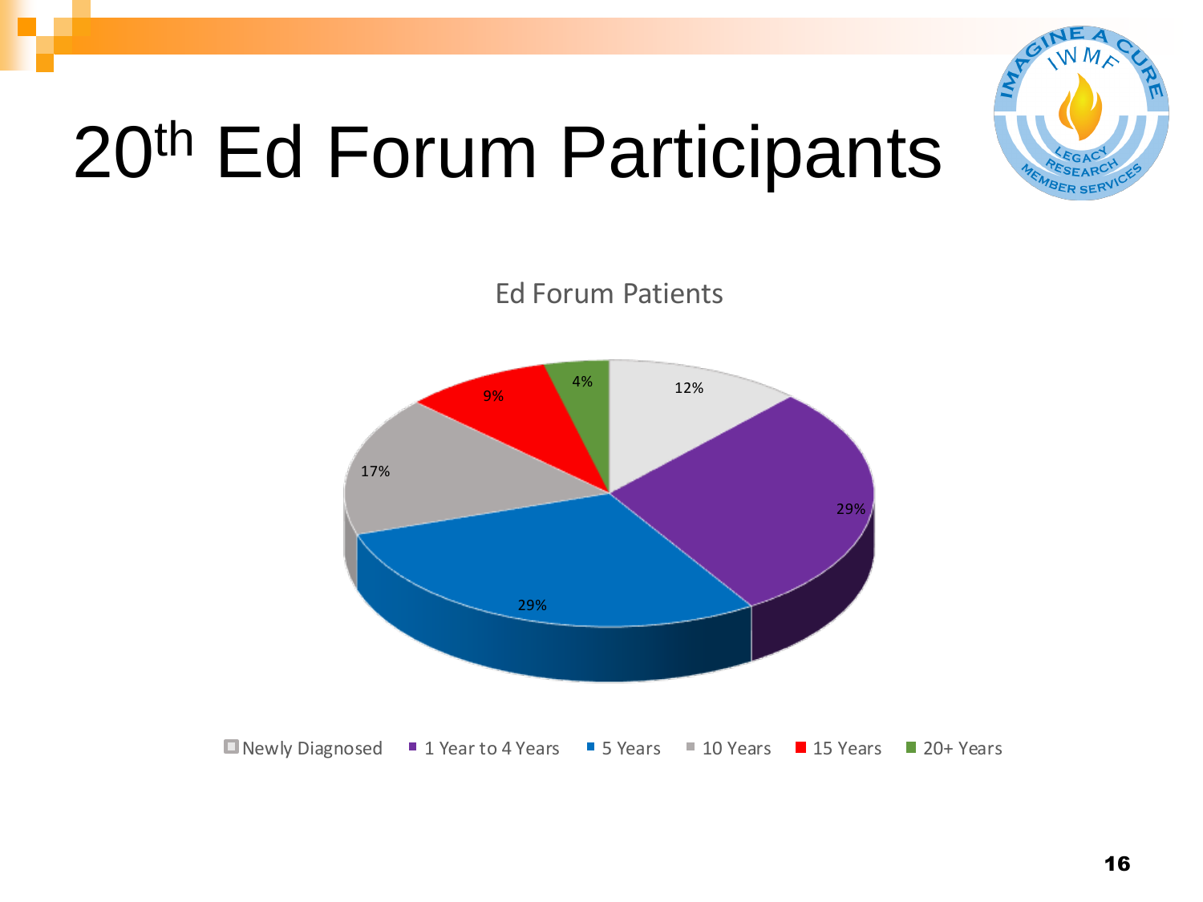# 20th Ed Forum Participants

Ed Forum Patients

| Category | Percentage |
| --- | --- |
| Newly Diagnosed | 12% |
| 1 Year to 4 Years | 29% |
| 5 Years | 29% |
| 10 Years | 17% |
| 15 Years | 9% |
| 20+ Years | 4% |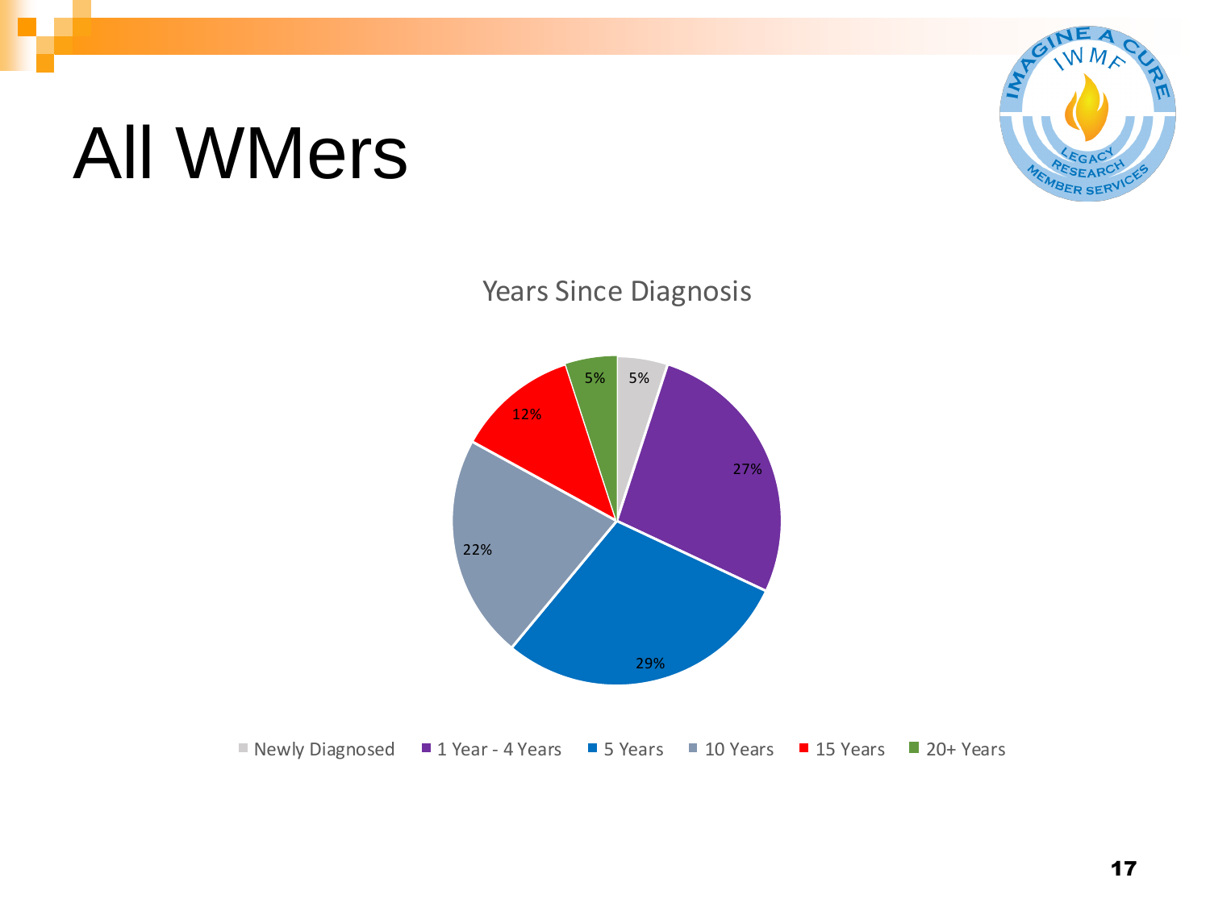# All WMers

Years Since Diagnosis

| Years Since Diagnosis | Percentage |
| --- | --- |
| Newly Diagnosed | 5% |
| 1 Year - 4 Years | 27% |
| 5 Years | 29% |
| 10 Years | 22% |
| 15 Years | 12% |
| 20+ Years | 5% |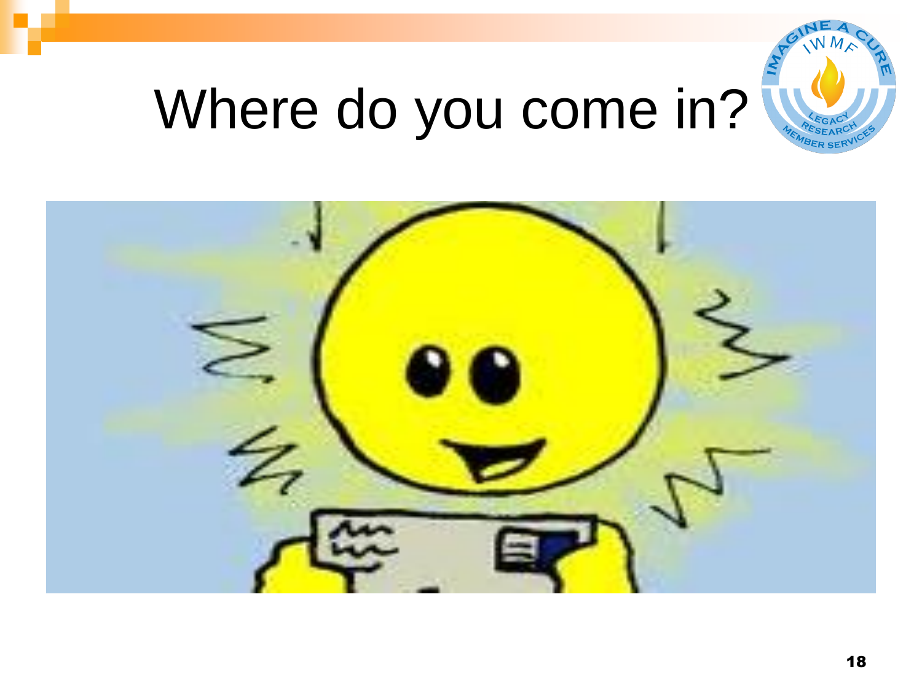# Where do you come in?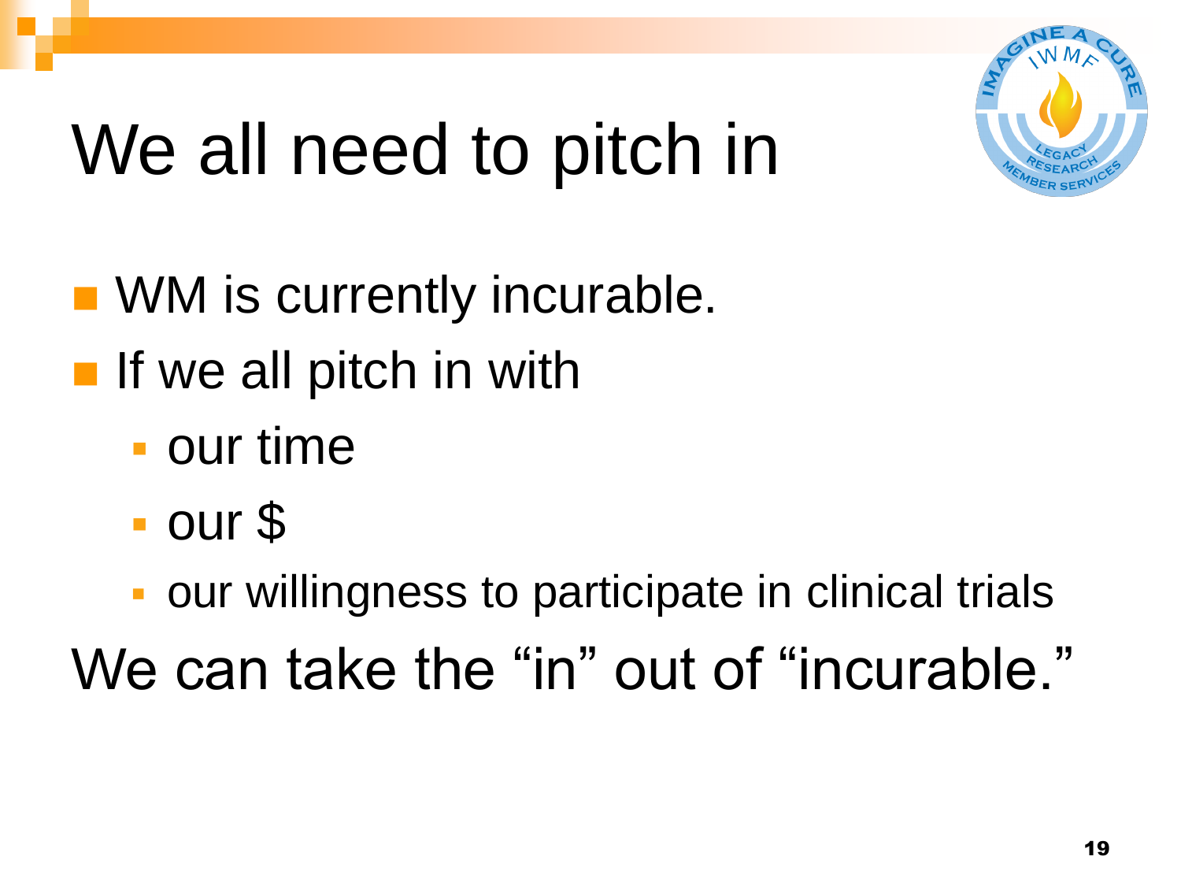# We all need to pitch in

- WM is currently incurable.
- If we all pitch in with
  - our time
  - our $
  - our willingness to participate in clinical trials

We can take the “in” out of “incurable.”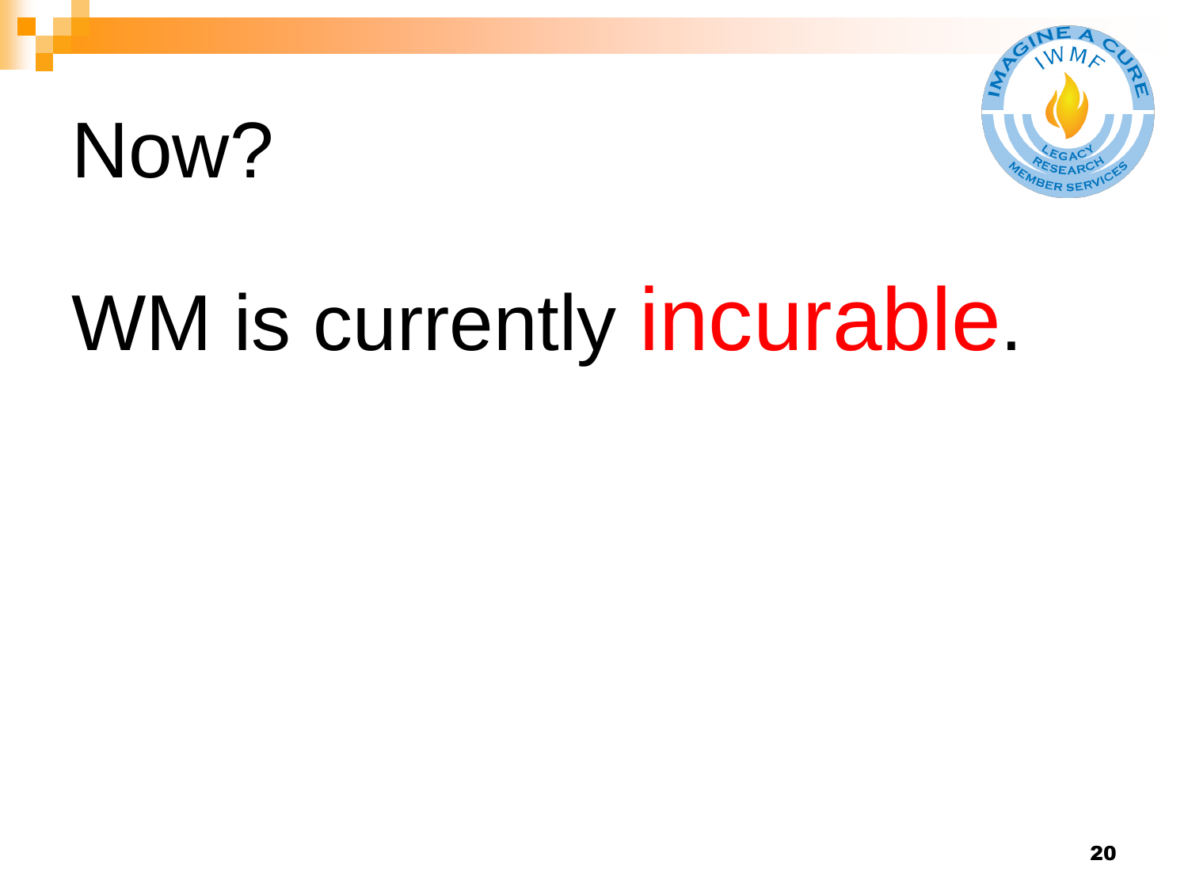# Now?

WM is currently incurable.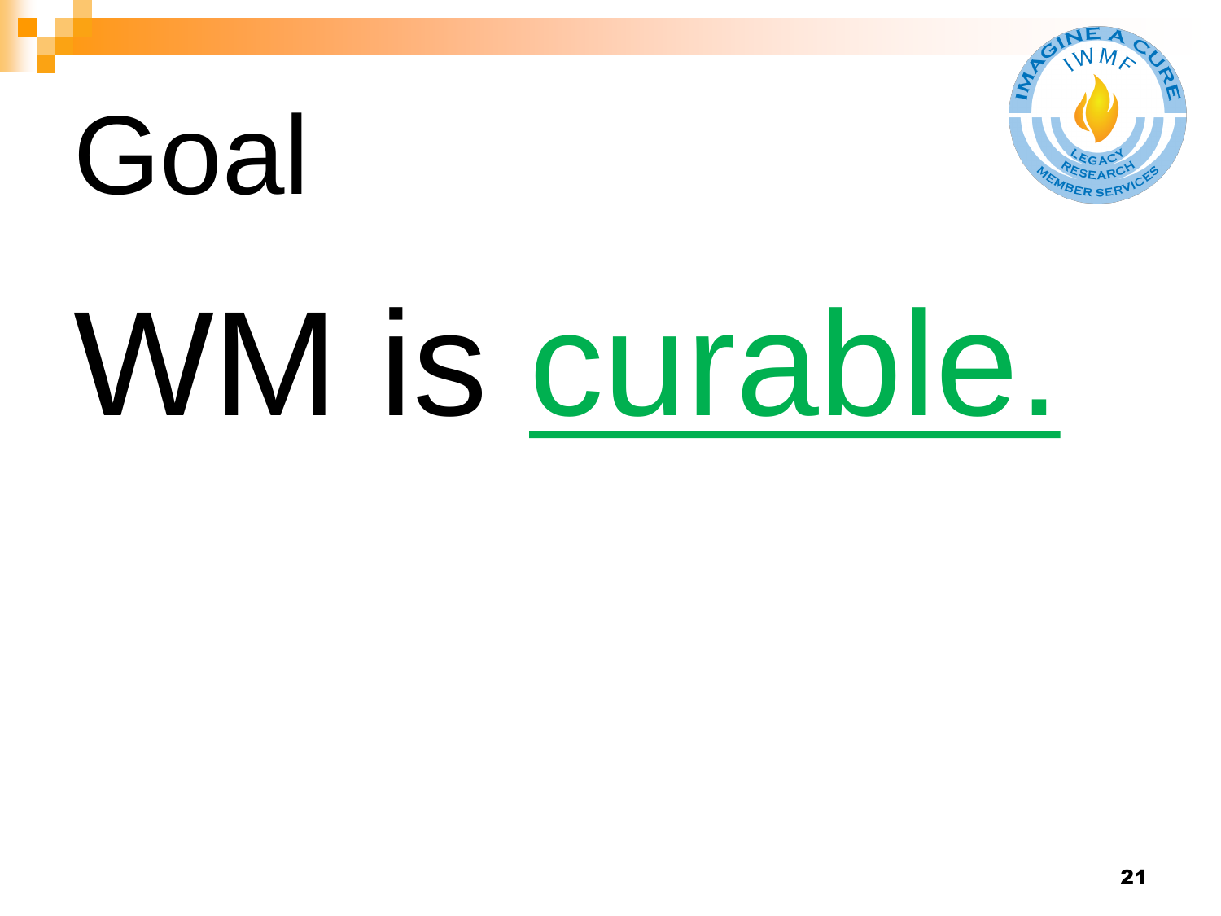# Goal

WM is curable.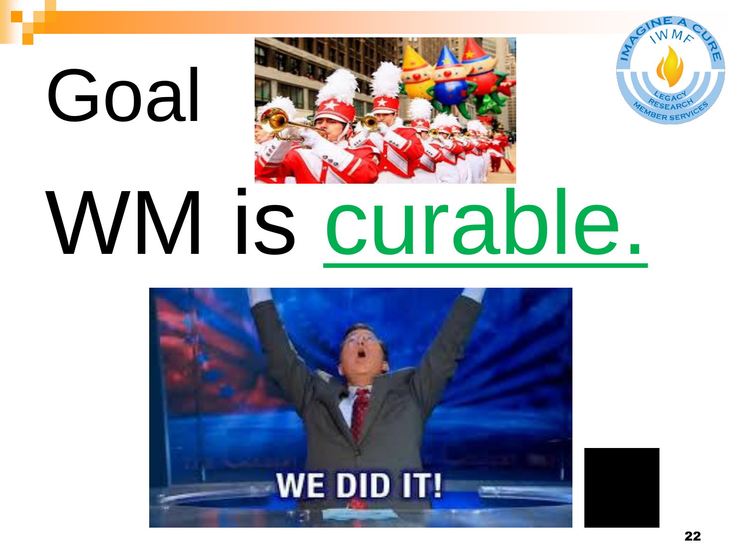# Goal

# WM is curable.